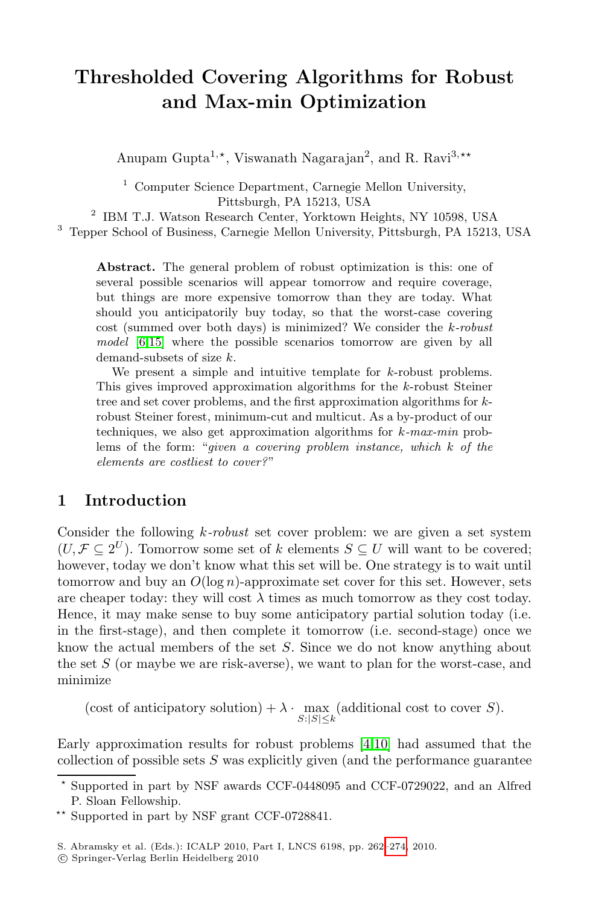# Thresholded Covering Algorithms for Robust and Max-min Optimization

Anupam Gupta[1,⋆], Viswanath Nagarajan[2], and R. Ravi[3,⋆⋆]

[1] Computer Science Department, Carnegie Mellon University, Pittsburgh, PA 15213, USA
[2] IBM T.J. Watson Research Center, Yorktown Heights, NY 10598, USA
[3] Tepper School of Business, Carnegie Mellon University, Pittsburgh, PA 15213, USA

**Abstract.** The general problem of robust optimization is this: one of several possible scenarios will appear tomorrow and require coverage, but things are more expensive tomorrow than they are today. What should you anticipatorily buy today, so that the worst-case covering cost (summed over both days) is minimized? We consider the *k-robust model* [6,15] where the possible scenarios tomorrow are given by all demand-subsets of size $k$.

We present a simple and intuitive template for $k$-robust problems. This gives improved approximation algorithms for the $k$-robust Steiner tree and set cover problems, and the first approximation algorithms for $k$-robust Steiner forest, minimum-cut and multicut. As a by-product of our techniques, we also get approximation algorithms for *k-max-min* problems of the form: "*given a covering problem instance, which k of the elements are costliest to cover?*"

## 1 Introduction

Consider the following *k-robust* set cover problem: we are given a set system $(U, \mathcal{F} \subseteq 2^U)$. Tomorrow some set of $k$ elements $S \subseteq U$ will want to be covered; however, today we don't know what this set will be. One strategy is to wait until tomorrow and buy an $O(\log n)$-approximate set cover for this set. However, sets are cheaper today: they will cost $\lambda$ times as much tomorrow as they cost today. Hence, it may make sense to buy some anticipatory partial solution today (i.e. in the first-stage), and then complete it tomorrow (i.e. second-stage) once we know the actual members of the set $S$. Since we do not know anything about the set $S$ (or maybe we are risk-averse), we want to plan for the worst-case, and minimize

$$(\text{cost of anticipatory solution}) + \lambda \cdot \max_{S:|S|\leq k} (\text{additional cost to cover } S).$$

Early approximation results for robust problems [4,10] had assumed that the collection of possible sets $S$ was explicitly given (and the performance guarantee

---

⋆ Supported in part by NSF awards CCF-0448095 and CCF-0729022, and an Alfred P. Sloan Fellowship.

⋆⋆ Supported in part by NSF grant CCF-0728841.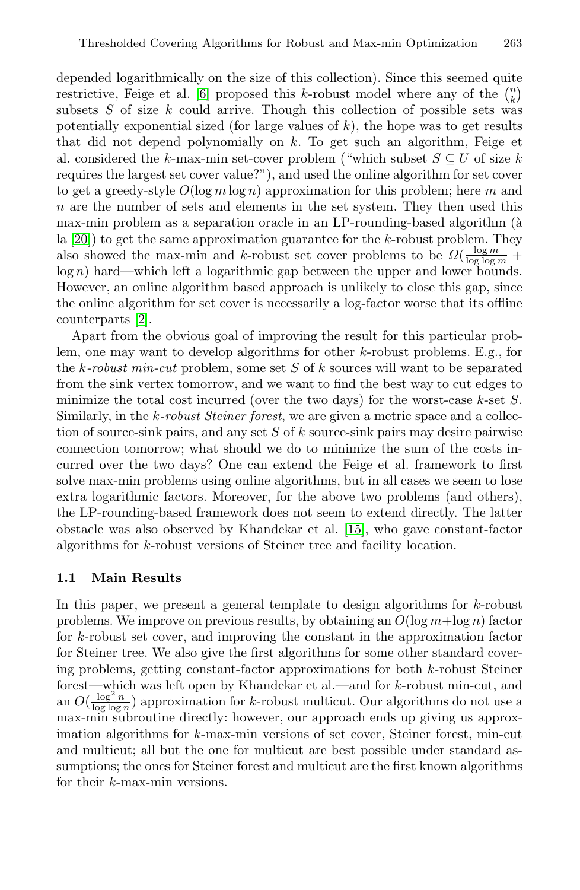depended logarithmically on the size of this collection). Since this seemed quite restrictive, Feige et al. [6] proposed this $k$-robust model where any of the $\binom{n}{k}$ subsets $S$ of size $k$ could arrive. Though this collection of possible sets was potentially exponential sized (for large values of $k$), the hope was to get results that did not depend polynomially on $k$. To get such an algorithm, Feige et al. considered the $k$-max-min set-cover problem ("which subset $S \subseteq U$ of size $k$ requires the largest set cover value?"), and used the online algorithm for set cover to get a greedy-style $O(\log m \log n)$ approximation for this problem; here $m$ and $n$ are the number of sets and elements in the set system. They then used this max-min problem as a separation oracle in an LP-rounding-based algorithm (à la [20]) to get the same approximation guarantee for the $k$-robust problem. They also showed the max-min and $k$-robust set cover problems to be $\Omega(\frac{\log m}{\log \log m} + \log n)$ hard—which left a logarithmic gap between the upper and lower bounds. However, an online algorithm based approach is unlikely to close this gap, since the online algorithm for set cover is necessarily a log-factor worse that its offline counterparts [2].

Apart from the obvious goal of improving the result for this particular problem, one may want to develop algorithms for other $k$-robust problems. E.g., for the *$k$-robust min-cut* problem, some set $S$ of $k$ sources will want to be separated from the sink vertex tomorrow, and we want to find the best way to cut edges to minimize the total cost incurred (over the two days) for the worst-case $k$-set $S$. Similarly, in the *$k$-robust Steiner forest*, we are given a metric space and a collection of source-sink pairs, and any set $S$ of $k$ source-sink pairs may desire pairwise connection tomorrow; what should we do to minimize the sum of the costs incurred over the two days? One can extend the Feige et al. framework to first solve max-min problems using online algorithms, but in all cases we seem to lose extra logarithmic factors. Moreover, for the above two problems (and others), the LP-rounding-based framework does not seem to extend directly. The latter obstacle was also observed by Khandekar et al. [15], who gave constant-factor algorithms for $k$-robust versions of Steiner tree and facility location.

### 1.1 Main Results

In this paper, we present a general template to design algorithms for $k$-robust problems. We improve on previous results, by obtaining an $O(\log m + \log n)$ factor for $k$-robust set cover, and improving the constant in the approximation factor for Steiner tree. We also give the first algorithms for some other standard covering problems, getting constant-factor approximations for both $k$-robust Steiner forest—which was left open by Khandekar et al.—and for $k$-robust min-cut, and an $O(\frac{\log^2 n}{\log \log n})$ approximation for $k$-robust multicut. Our algorithms do not use a max-min subroutine directly: however, our approach ends up giving us approximation algorithms for $k$-max-min versions of set cover, Steiner forest, min-cut and multicut; all but the one for multicut are best possible under standard assumptions; the ones for Steiner forest and multicut are the first known algorithms for their $k$-max-min versions.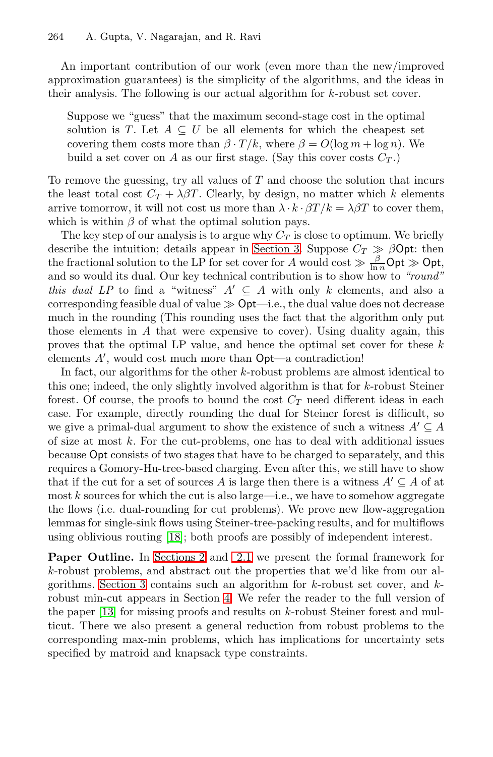An important contribution of our work (even more than the new/improved approximation guarantees) is the simplicity of the algorithms, and the ideas in their analysis. The following is our actual algorithm for $k$-robust set cover.

> Suppose we "guess" that the maximum second-stage cost in the optimal solution is $T$. Let $A \subseteq U$ be all elements for which the cheapest set covering them costs more than $\beta \cdot T/k$, where $\beta = O(\log m + \log n)$. We build a set cover on $A$ as our first stage. (Say this cover costs $C_T$.)

To remove the guessing, try all values of $T$ and choose the solution that incurs the least total cost $C_T + \lambda\beta T$. Clearly, by design, no matter which $k$ elements arrive tomorrow, it will not cost us more than $\lambda \cdot k \cdot \beta T/k = \lambda\beta T$ to cover them, which is within $\beta$ of what the optimal solution pays.

The key step of our analysis is to argue why $C_T$ is close to optimum. We briefly describe the intuition; details appear in Section 3. Suppose $C_T \gg \beta\mathsf{Opt}$: then the fractional solution to the LP for set cover for $A$ would cost $\gg \frac{\beta}{\ln n}\mathsf{Opt} \gg \mathsf{Opt}$, and so would its dual. Our key technical contribution is to show how to *"round" this dual LP* to find a "witness" $A' \subseteq A$ with only $k$ elements, and also a corresponding feasible dual of value $\gg \mathsf{Opt}$—i.e., the dual value does not decrease much in the rounding (This rounding uses the fact that the algorithm only put those elements in $A$ that were expensive to cover). Using duality again, this proves that the optimal LP value, and hence the optimal set cover for these $k$ elements $A'$, would cost much more than $\mathsf{Opt}$—a contradiction!

In fact, our algorithms for the other $k$-robust problems are almost identical to this one; indeed, the only slightly involved algorithm is that for $k$-robust Steiner forest. Of course, the proofs to bound the cost $C_T$ need different ideas in each case. For example, directly rounding the dual for Steiner forest is difficult, so we give a primal-dual argument to show the existence of such a witness $A' \subseteq A$ of size at most $k$. For the cut-problems, one has to deal with additional issues because $\mathsf{Opt}$ consists of two stages that have to be charged to separately, and this requires a Gomory-Hu-tree-based charging. Even after this, we still have to show that if the cut for a set of sources $A$ is large then there is a witness $A' \subseteq A$ of at most $k$ sources for which the cut is also large—i.e., we have to somehow aggregate the flows (i.e. dual-rounding for cut problems). We prove new flow-aggregation lemmas for single-sink flows using Steiner-tree-packing results, and for multiflows using oblivious routing [18]; both proofs are possibly of independent interest.

**Paper Outline.** In Sections 2 and 2.1 we present the formal framework for $k$-robust problems, and abstract out the properties that we'd like from our algorithms. Section 3 contains such an algorithm for $k$-robust set cover, and $k$-robust min-cut appears in Section 4. We refer the reader to the full version of the paper [13] for missing proofs and results on $k$-robust Steiner forest and multicut. There we also present a general reduction from robust problems to the corresponding max-min problems, which has implications for uncertainty sets specified by matroid and knapsack type constraints.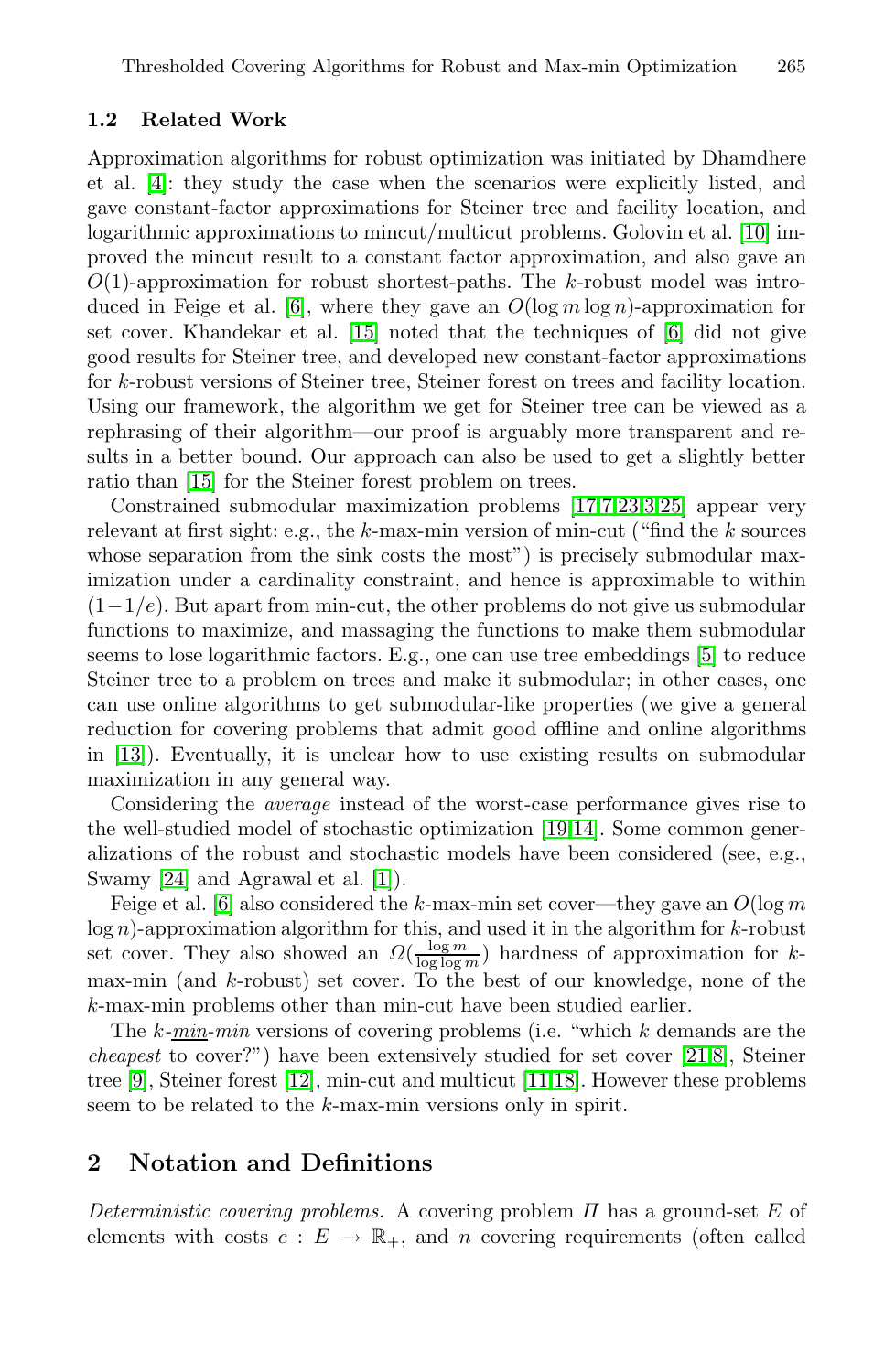### 1.2 Related Work

Approximation algorithms for robust optimization was initiated by Dhamdhere et al. [4]: they study the case when the scenarios were explicitly listed, and gave constant-factor approximations for Steiner tree and facility location, and logarithmic approximations to mincut/multicut problems. Golovin et al. [10] improved the mincut result to a constant factor approximation, and also gave an $O(1)$-approximation for robust shortest-paths. The $k$-robust model was introduced in Feige et al. [6], where they gave an $O(\log m \log n)$-approximation for set cover. Khandekar et al. [15] noted that the techniques of [6] did not give good results for Steiner tree, and developed new constant-factor approximations for $k$-robust versions of Steiner tree, Steiner forest on trees and facility location. Using our framework, the algorithm we get for Steiner tree can be viewed as a rephrasing of their algorithm—our proof is arguably more transparent and results in a better bound. Our approach can also be used to get a slightly better ratio than [15] for the Steiner forest problem on trees.

Constrained submodular maximization problems [17,7,23,3,25] appear very relevant at first sight: e.g., the $k$-max-min version of min-cut ("find the $k$ sources whose separation from the sink costs the most") is precisely submodular maximization under a cardinality constraint, and hence is approximable to within $(1-1/e)$. But apart from min-cut, the other problems do not give us submodular functions to maximize, and massaging the functions to make them submodular seems to lose logarithmic factors. E.g., one can use tree embeddings [5] to reduce Steiner tree to a problem on trees and make it submodular; in other cases, one can use online algorithms to get submodular-like properties (we give a general reduction for covering problems that admit good offline and online algorithms in [13]). Eventually, it is unclear how to use existing results on submodular maximization in any general way.

Considering the *average* instead of the worst-case performance gives rise to the well-studied model of stochastic optimization [19,14]. Some common generalizations of the robust and stochastic models have been considered (see, e.g., Swamy [24] and Agrawal et al. [1]).

Feige et al. [6] also considered the $k$-max-min set cover—they gave an $O(\log m \log n)$-approximation algorithm for this, and used it in the algorithm for $k$-robust set cover. They also showed an $\Omega(\frac{\log m}{\log \log m})$ hardness of approximation for $k$-max-min (and $k$-robust) set cover. To the best of our knowledge, none of the $k$-max-min problems other than min-cut have been studied earlier.

The $k$-*min*-*min* versions of covering problems (i.e. "which $k$ demands are the *cheapest* to cover?") have been extensively studied for set cover [21,8], Steiner tree [9], Steiner forest [12], min-cut and multicut [11,18]. However these problems seem to be related to the $k$-max-min versions only in spirit.

## 2 Notation and Definitions

*Deterministic covering problems.* A covering problem $\Pi$ has a ground-set $E$ of elements with costs $c : E \to \mathbb{R}_+$, and $n$ covering requirements (often called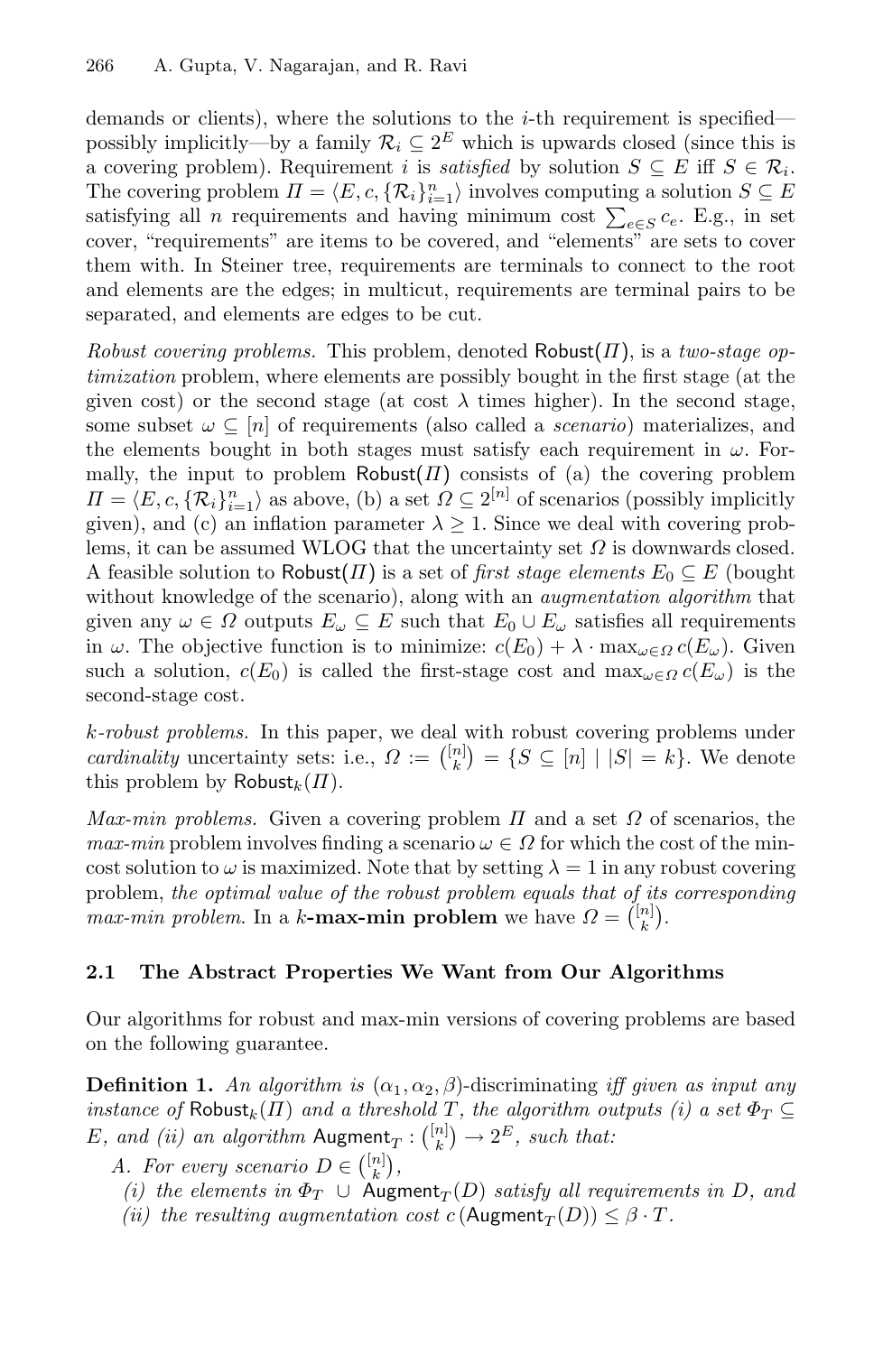demands or clients), where the solutions to the $i$-th requirement is specified—possibly implicitly—by a family $\mathcal{R}_i \subseteq 2^E$ which is upwards closed (since this is a covering problem). Requirement $i$ is *satisfied* by solution $S \subseteq E$ iff $S \in \mathcal{R}_i$. The covering problem $\Pi = \langle E, c, \{\mathcal{R}_i\}_{i=1}^n \rangle$ involves computing a solution $S \subseteq E$ satisfying all $n$ requirements and having minimum cost $\sum_{e \in S} c_e$. E.g., in set cover, "requirements" are items to be covered, and "elements" are sets to cover them with. In Steiner tree, requirements are terminals to connect to the root and elements are the edges; in multicut, requirements are terminal pairs to be separated, and elements are edges to be cut.

*Robust covering problems.* This problem, denoted $\mathsf{Robust}(\Pi)$, is a *two-stage optimization* problem, where elements are possibly bought in the first stage (at the given cost) or the second stage (at cost $\lambda$ times higher). In the second stage, some subset $\omega \subseteq [n]$ of requirements (also called a *scenario*) materializes, and the elements bought in both stages must satisfy each requirement in $\omega$. Formally, the input to problem $\mathsf{Robust}(\Pi)$ consists of (a) the covering problem $\Pi = \langle E, c, \{\mathcal{R}_i\}_{i=1}^n \rangle$ as above, (b) a set $\Omega \subseteq 2^{[n]}$ of scenarios (possibly implicitly given), and (c) an inflation parameter $\lambda \geq 1$. Since we deal with covering problems, it can be assumed WLOG that the uncertainty set $\Omega$ is downwards closed. A feasible solution to $\mathsf{Robust}(\Pi)$ is a set of *first stage elements* $E_0 \subseteq E$ (bought without knowledge of the scenario), along with an *augmentation algorithm* that given any $\omega \in \Omega$ outputs $E_\omega \subseteq E$ such that $E_0 \cup E_\omega$ satisfies all requirements in $\omega$. The objective function is to minimize: $c(E_0) + \lambda \cdot \max_{\omega \in \Omega} c(E_\omega)$. Given such a solution, $c(E_0)$ is called the first-stage cost and $\max_{\omega \in \Omega} c(E_\omega)$ is the second-stage cost.

*$k$-robust problems.* In this paper, we deal with robust covering problems under *cardinality* uncertainty sets: i.e., $\Omega := \binom{[n]}{k} = \{S \subseteq [n] \mid |S| = k\}$. We denote this problem by $\mathsf{Robust}_k(\Pi)$.

*Max-min problems.* Given a covering problem $\Pi$ and a set $\Omega$ of scenarios, the *max-min* problem involves finding a scenario $\omega \in \Omega$ for which the cost of the min-cost solution to $\omega$ is maximized. Note that by setting $\lambda = 1$ in any robust covering problem, *the optimal value of the robust problem equals that of its corresponding max-min problem*. In a **$k$-max-min problem** we have $\Omega = \binom{[n]}{k}$.

## 2.1 The Abstract Properties We Want from Our Algorithms

Our algorithms for robust and max-min versions of covering problems are based on the following guarantee.

**Definition 1.** *An algorithm is $(\alpha_1, \alpha_2, \beta)$-discriminating iff given as input any instance of $\mathsf{Robust}_k(\Pi)$ and a threshold $T$, the algorithm outputs (i) a set $\Phi_T \subseteq E$, and (ii) an algorithm $\mathsf{Augment}_T : \binom{[n]}{k} \to 2^E$, such that:*

*A. For every scenario $D \in \binom{[n]}{k}$,*

*(i) the elements in $\Phi_T \cup \mathsf{Augment}_T(D)$ satisfy all requirements in $D$, and*

*(ii) the resulting augmentation cost $c(\mathsf{Augment}_T(D)) \leq \beta \cdot T$.*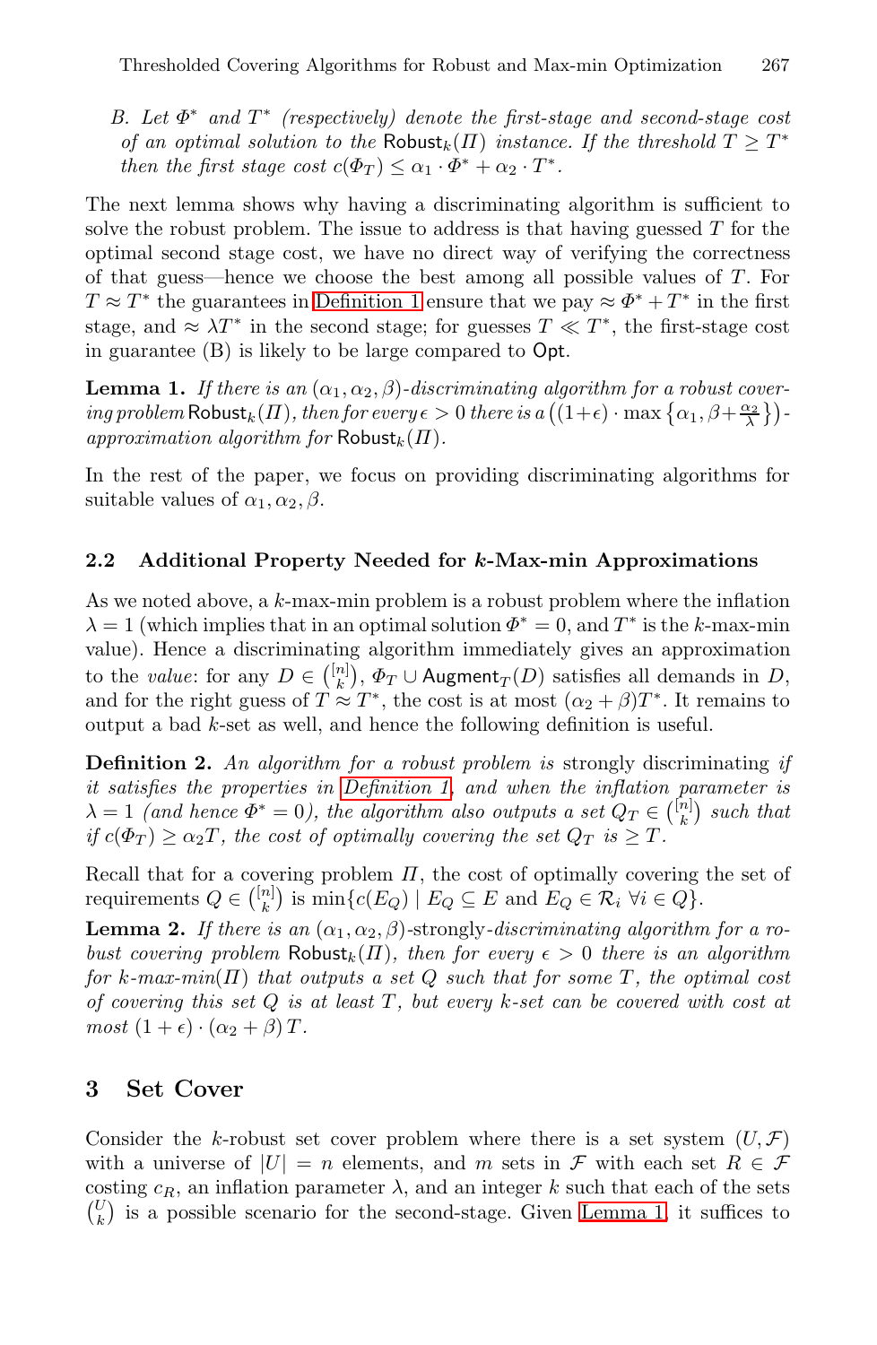*B. Let $\Phi^*$ and $T^*$ (respectively) denote the first-stage and second-stage cost of an optimal solution to the* $\mathsf{Robust}_k(\Pi)$ *instance. If the threshold $T \geq T^*$ then the first stage cost $c(\Phi_T) \leq \alpha_1 \cdot \Phi^* + \alpha_2 \cdot T^*$.*

The next lemma shows why having a discriminating algorithm is sufficient to solve the robust problem. The issue to address is that having guessed $T$ for the optimal second stage cost, we have no direct way of verifying the correctness of that guess—hence we choose the best among all possible values of $T$. For $T \approx T^*$ the guarantees in Definition 1 ensure that we pay $\approx \Phi^* + T^*$ in the first stage, and $\approx \lambda T^*$ in the second stage; for guesses $T \ll T^*$, the first-stage cost in guarantee (B) is likely to be large compared to $\mathsf{Opt}$.

**Lemma 1.** *If there is an $(\alpha_1, \alpha_2, \beta)$-discriminating algorithm for a robust covering problem* $\mathsf{Robust}_k(\Pi)$*, then for every $\epsilon > 0$ there is a $\left((1+\epsilon) \cdot \max\left\{\alpha_1, \beta + \frac{\alpha_2}{\lambda}\right\}\right)$-approximation algorithm for* $\mathsf{Robust}_k(\Pi)$*.*

In the rest of the paper, we focus on providing discriminating algorithms for suitable values of $\alpha_1, \alpha_2, \beta$.

## 2.2 Additional Property Needed for $k$-Max-min Approximations

As we noted above, a $k$-max-min problem is a robust problem where the inflation $\lambda = 1$ (which implies that in an optimal solution $\Phi^* = 0$, and $T^*$ is the $k$-max-min value). Hence a discriminating algorithm immediately gives an approximation to the *value*: for any $D \in \binom{[n]}{k}$, $\Phi_T \cup \mathsf{Augment}_T(D)$ satisfies all demands in $D$, and for the right guess of $T \approx T^*$, the cost is at most $(\alpha_2 + \beta)T^*$. It remains to output a bad $k$-set as well, and hence the following definition is useful.

**Definition 2.** *An algorithm for a robust problem is* strongly discriminating *if it satisfies the properties in Definition 1, and when the inflation parameter is $\lambda = 1$ (and hence $\Phi^* = 0$), the algorithm also outputs a set $Q_T \in \binom{[n]}{k}$ such that if $c(\Phi_T) \geq \alpha_2 T$, the cost of optimally covering the set $Q_T$ is $\geq T$.*

Recall that for a covering problem $\Pi$, the cost of optimally covering the set of requirements $Q \in \binom{[n]}{k}$ is $\min\{c(E_Q) \mid E_Q \subseteq E \text{ and } E_Q \in \mathcal{R}_i \ \forall i \in Q\}$.

**Lemma 2.** *If there is an $(\alpha_1, \alpha_2, \beta)$-strongly-discriminating algorithm for a robust covering problem* $\mathsf{Robust}_k(\Pi)$*, then for every $\epsilon > 0$ there is an algorithm for $k$-max-min$(\Pi)$ that outputs a set $Q$ such that for some $T$, the optimal cost of covering this set $Q$ is at least $T$, but every $k$-set can be covered with cost at most $(1+\epsilon) \cdot (\alpha_2 + \beta)\, T$.*

# 3 Set Cover

Consider the $k$-robust set cover problem where there is a set system $(U, \mathcal{F})$ with a universe of $|U| = n$ elements, and $m$ sets in $\mathcal{F}$ with each set $R \in \mathcal{F}$ costing $c_R$, an inflation parameter $\lambda$, and an integer $k$ such that each of the sets $\binom{U}{k}$ is a possible scenario for the second-stage. Given Lemma 1, it suffices to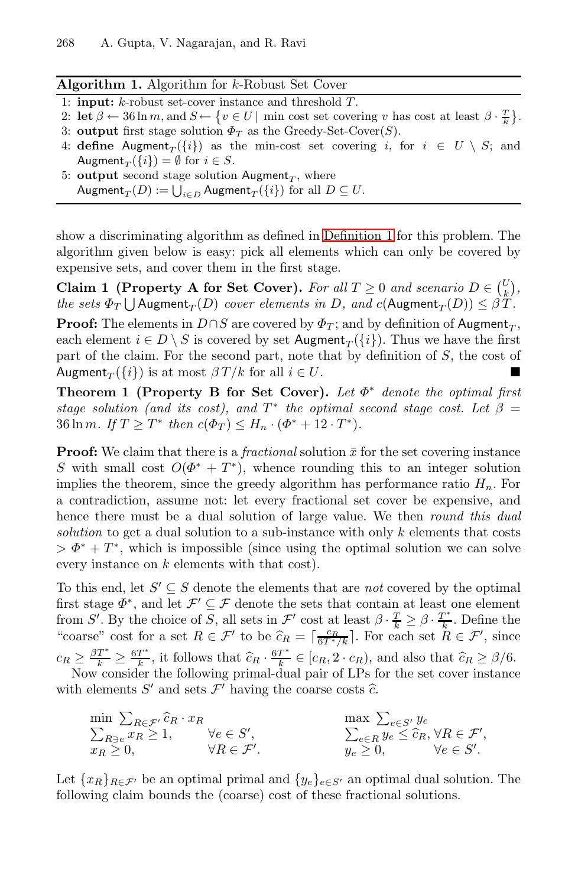**Algorithm 1.** Algorithm for $k$-Robust Set Cover

1: **input:** $k$-robust set-cover instance and threshold $T$.
2: **let** $\beta \leftarrow 36 \ln m$, and $S \leftarrow \{v \in U \mid$ min cost set covering $v$ has cost at least $\beta \cdot \frac{T}{k}\}$.
3: **output** first stage solution $\Phi_T$ as the Greedy-Set-Cover($S$).
4: **define** $\mathsf{Augment}_T(\{i\})$ as the min-cost set covering $i$, for $i \in U \setminus S$; and $\mathsf{Augment}_T(\{i\}) = \emptyset$ for $i \in S$.
5: **output** second stage solution $\mathsf{Augment}_T$, where $\mathsf{Augment}_T(D) := \bigcup_{i \in D} \mathsf{Augment}_T(\{i\})$ for all $D \subseteq U$.

show a discriminating algorithm as defined in Definition 1 for this problem. The algorithm given below is easy: pick all elements which can only be covered by expensive sets, and cover them in the first stage.

**Claim 1 (Property A for Set Cover).** *For all $T \geq 0$ and scenario $D \in \binom{U}{k}$, the sets $\Phi_T \bigcup \mathsf{Augment}_T(D)$ cover elements in $D$, and $c(\mathsf{Augment}_T(D)) \leq \beta\, T$.*

**Proof:** The elements in $D \cap S$ are covered by $\Phi_T$; and by definition of $\mathsf{Augment}_T$, each element $i \in D \setminus S$ is covered by set $\mathsf{Augment}_T(\{i\})$. Thus we have the first part of the claim. For the second part, note that by definition of $S$, the cost of $\mathsf{Augment}_T(\{i\})$ is at most $\beta T/k$ for all $i \in U$. ■

**Theorem 1 (Property B for Set Cover).** *Let $\Phi^*$ denote the optimal first stage solution (and its cost), and $T^*$ the optimal second stage cost. Let $\beta = 36 \ln m$. If $T \geq T^*$ then $c(\Phi_T) \leq H_n \cdot (\Phi^* + 12 \cdot T^*)$.*

**Proof:** We claim that there is a *fractional* solution $\bar{x}$ for the set covering instance $S$ with small cost $O(\Phi^* + T^*)$, whence rounding this to an integer solution implies the theorem, since the greedy algorithm has performance ratio $H_n$. For a contradiction, assume not: let every fractional set cover be expensive, and hence there must be a dual solution of large value. We then *round this dual solution* to get a dual solution to a sub-instance with only $k$ elements that costs $> \Phi^* + T^*$, which is impossible (since using the optimal solution we can solve every instance on $k$ elements with that cost).

To this end, let $S' \subseteq S$ denote the elements that are *not* covered by the optimal first stage $\Phi^*$, and let $\mathcal{F}' \subseteq \mathcal{F}$ denote the sets that contain at least one element from $S'$. By the choice of $S$, all sets in $\mathcal{F}'$ cost at least $\beta \cdot \frac{T}{k} \geq \beta \cdot \frac{T^*}{k}$. Define the "coarse" cost for a set $R \in \mathcal{F}'$ to be $\widehat{c}_R = \lceil \frac{c_R}{6T^*/k} \rceil$. For each set $R \in \mathcal{F}'$, since $c_R \geq \frac{\beta T^*}{k} \geq \frac{6T^*}{k}$, it follows that $\widehat{c}_R \cdot \frac{6T^*}{k} \in [c_R, 2 \cdot c_R)$, and also that $\widehat{c}_R \geq \beta/6$.

Now consider the following primal-dual pair of LPs for the set cover instance with elements $S'$ and sets $\mathcal{F}'$ having the coarse costs $\widehat{c}$.

$$
\begin{array}{lll}
\min \sum_{R \in \mathcal{F}'} \widehat{c}_R \cdot x_R & & \\
\sum_{R \ni e} x_R \geq 1, & \forall e \in S', & \\
x_R \geq 0, & \forall R \in \mathcal{F}'. &
\end{array}
\qquad\qquad
\begin{array}{ll}
\max \sum_{e \in S'} y_e & \\
\sum_{e \in R} y_e \leq \widehat{c}_R, & \forall R \in \mathcal{F}', \\
y_e \geq 0, & \forall e \in S'.
\end{array}
$$

Let $\{x_R\}_{R \in \mathcal{F}'}$ be an optimal primal and $\{y_e\}_{e \in S'}$ an optimal dual solution. The following claim bounds the (coarse) cost of these fractional solutions.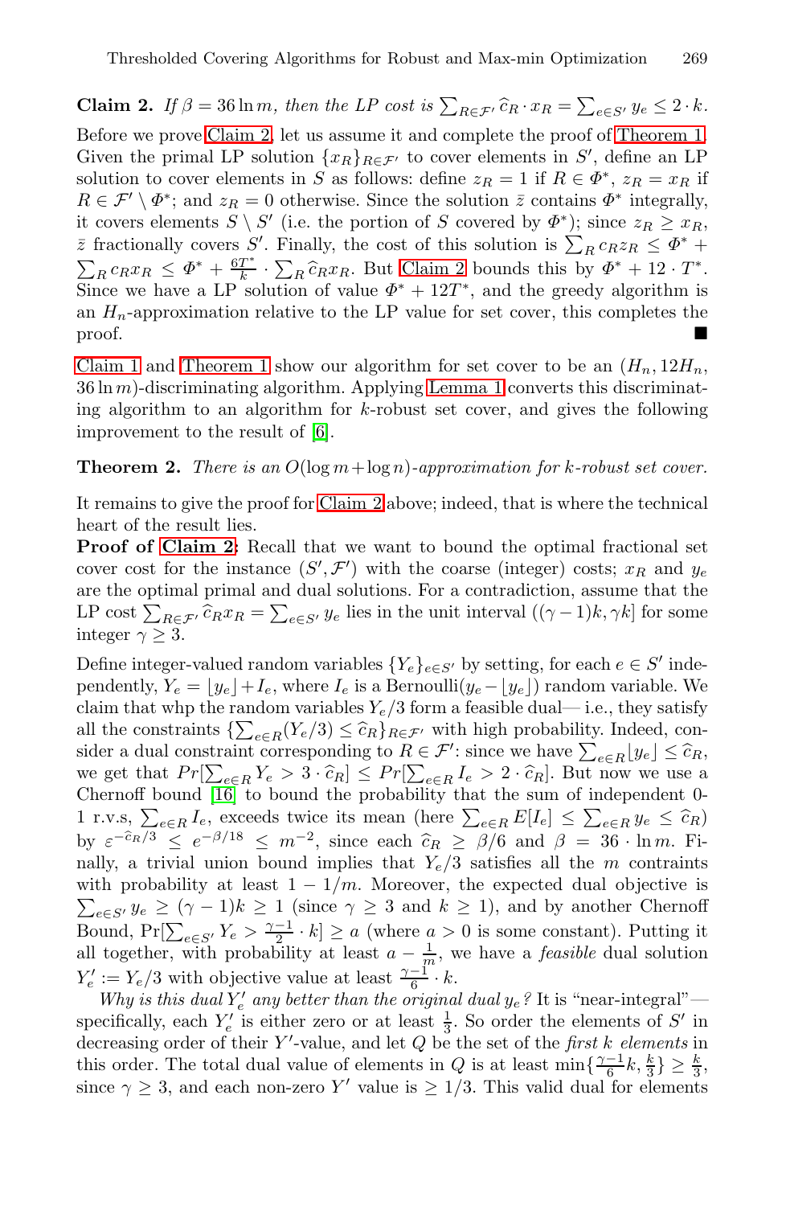**Claim 2.** *If $\beta = 36 \ln m$, then the LP cost is $\sum_{R \in \mathcal{F}'} \widehat{c}_R \cdot x_R = \sum_{e \in S'} y_e \le 2 \cdot k$.*

Before we prove Claim 2, let us assume it and complete the proof of Theorem 1. Given the primal LP solution $\{x_R\}_{R \in \mathcal{F}'}$ to cover elements in $S'$, define an LP solution to cover elements in $S$ as follows: define $z_R = 1$ if $R \in \Phi^*$, $z_R = x_R$ if $R \in \mathcal{F}' \setminus \Phi^*$; and $z_R = 0$ otherwise. Since the solution $\bar{z}$ contains $\Phi^*$ integrally, it covers elements $S \setminus S'$ (i.e. the portion of $S$ covered by $\Phi^*$); since $z_R \ge x_R$, $\bar{z}$ fractionally covers $S'$. Finally, the cost of this solution is $\sum_R c_R z_R \le \Phi^* + \sum_R c_R x_R \le \Phi^* + \frac{6T^*}{k} \cdot \sum_R \widehat{c}_R x_R$. But Claim 2 bounds this by $\Phi^* + 12 \cdot T^*$. Since we have a LP solution of value $\Phi^* + 12T^*$, and the greedy algorithm is an $H_n$-approximation relative to the LP value for set cover, this completes the proof. ∎

Claim 1 and Theorem 1 show our algorithm for set cover to be an $(H_n, 12H_n, 36 \ln m)$-discriminating algorithm. Applying Lemma 1 converts this discriminating algorithm to an algorithm for $k$-robust set cover, and gives the following improvement to the result of [6].

**Theorem 2.** *There is an $O(\log m + \log n)$-approximation for $k$-robust set cover.*

It remains to give the proof for Claim 2 above; indeed, that is where the technical heart of the result lies.

**Proof of Claim 2:** Recall that we want to bound the optimal fractional set cover cost for the instance $(S', \mathcal{F}')$ with the coarse (integer) costs; $x_R$ and $y_e$ are the optimal primal and dual solutions. For a contradiction, assume that the LP cost $\sum_{R \in \mathcal{F}'} \widehat{c}_R x_R = \sum_{e \in S'} y_e$ lies in the unit interval $((\gamma - 1)k, \gamma k]$ for some integer $\gamma \ge 3$.

Define integer-valued random variables $\{Y_e\}_{e \in S'}$ by setting, for each $e \in S'$ independently, $Y_e = \lfloor y_e \rfloor + I_e$, where $I_e$ is a Bernoulli$(y_e - \lfloor y_e \rfloor)$ random variable. We claim that whp the random variables $Y_e/3$ form a feasible dual— i.e., they satisfy all the constraints $\{\sum_{e \in R} (Y_e/3) \le \widehat{c}_R\}_{R \in \mathcal{F}'}$ with high probability. Indeed, consider a dual constraint corresponding to $R \in \mathcal{F}'$: since we have $\sum_{e \in R} \lfloor y_e \rfloor \le \widehat{c}_R$, we get that $Pr[\sum_{e \in R} Y_e > 3 \cdot \widehat{c}_R] \le Pr[\sum_{e \in R} I_e > 2 \cdot \widehat{c}_R]$. But now we use a Chernoff bound [16] to bound the probability that the sum of independent 0-1 r.v.s, $\sum_{e \in R} I_e$, exceeds twice its mean (here $\sum_{e \in R} E[I_e] \le \sum_{e \in R} y_e \le \widehat{c}_R$) by $\varepsilon^{-\widehat{c}_R/3} \le e^{-\beta/18} \le m^{-2}$, since each $\widehat{c}_R \ge \beta/6$ and $\beta = 36 \cdot \ln m$. Finally, a trivial union bound implies that $Y_e/3$ satisfies all the $m$ contraints with probability at least $1 - 1/m$. Moreover, the expected dual objective is $\sum_{e \in S'} y_e \ge (\gamma - 1)k \ge 1$ (since $\gamma \ge 3$ and $k \ge 1$), and by another Chernoff Bound, $\Pr[\sum_{e \in S'} Y_e > \frac{\gamma - 1}{2} \cdot k] \ge a$ (where $a > 0$ is some constant). Putting it all together, with probability at least $a - \frac{1}{m}$, we have a *feasible* dual solution $Y'_e := Y_e/3$ with objective value at least $\frac{\gamma - 1}{6} \cdot k$.

*Why is this dual $Y'_e$ any better than the original dual $y_e$?* It is "near-integral"— specifically, each $Y'_e$ is either zero or at least $\frac{1}{3}$. So order the elements of $S'$ in decreasing order of their $Y'$-value, and let $Q$ be the set of the *first $k$ elements* in this order. The total dual value of elements in $Q$ is at least $\min\{\frac{\gamma - 1}{6} k, \frac{k}{3}\} \ge \frac{k}{3}$, since $\gamma \ge 3$, and each non-zero $Y'$ value is $\ge 1/3$. This valid dual for elements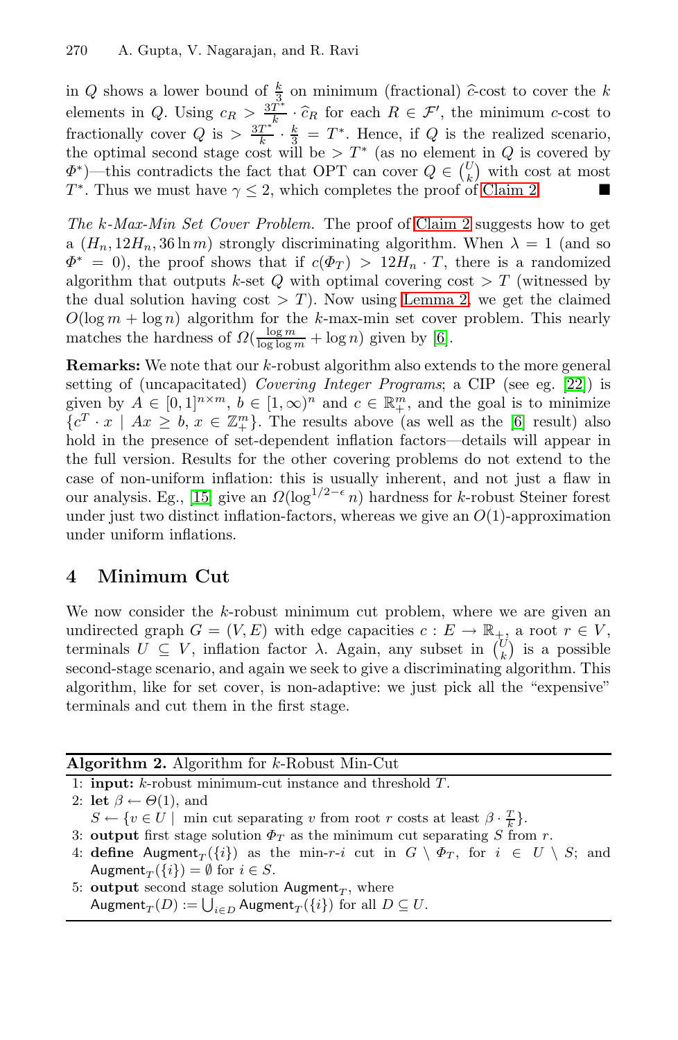in $Q$ shows a lower bound of $\frac{k}{3}$ on minimum (fractional) $\widehat{c}$-cost to cover the $k$ elements in $Q$. Using $c_R > \frac{3T^*}{k} \cdot \widehat{c}_R$ for each $R \in \mathcal{F}'$, the minimum $c$-cost to fractionally cover $Q$ is $> \frac{3T^*}{k} \cdot \frac{k}{3} = T^*$. Hence, if $Q$ is the realized scenario, the optimal second stage cost will be $> T^*$ (as no element in $Q$ is covered by $\Phi^*$)—this contradicts the fact that OPT can cover $Q \in \binom{U}{k}$ with cost at most $T^*$. Thus we must have $\gamma \leq 2$, which completes the proof of Claim 2. ■

*The k-Max-Min Set Cover Problem.* The proof of Claim 2 suggests how to get a $(H_n, 12H_n, 36 \ln m)$ strongly discriminating algorithm. When $\lambda = 1$ (and so $\Phi^* = 0$), the proof shows that if $c(\Phi_T) > 12H_n \cdot T$, there is a randomized algorithm that outputs $k$-set $Q$ with optimal covering cost $> T$ (witnessed by the dual solution having cost $> T$). Now using Lemma 2, we get the claimed $O(\log m + \log n)$ algorithm for the $k$-max-min set cover problem. This nearly matches the hardness of $\Omega(\frac{\log m}{\log \log m} + \log n)$ given by [6].

**Remarks:** We note that our $k$-robust algorithm also extends to the more general setting of (uncapacitated) *Covering Integer Programs*; a CIP (see eg. [22]) is given by $A \in [0,1]^{n \times m}$, $b \in [1, \infty)^n$ and $c \in \mathbb{R}_+^m$, and the goal is to minimize $\{c^T \cdot x \mid Ax \geq b, \, x \in \mathbb{Z}_+^m\}$. The results above (as well as the [6] result) also hold in the presence of set-dependent inflation factors—details will appear in the full version. Results for the other covering problems do not extend to the case of non-uniform inflation: this is usually inherent, and not just a flaw in our analysis. Eg., [15] give an $\Omega(\log^{1/2-\epsilon} n)$ hardness for $k$-robust Steiner forest under just two distinct inflation-factors, whereas we give an $O(1)$-approximation under uniform inflations.

## 4 Minimum Cut

We now consider the $k$-robust minimum cut problem, where we are given an undirected graph $G = (V, E)$ with edge capacities $c : E \to \mathbb{R}_+$, a root $r \in V$, terminals $U \subseteq V$, inflation factor $\lambda$. Again, any subset in $\binom{U}{k}$ is a possible second-stage scenario, and again we seek to give a discriminating algorithm. This algorithm, like for set cover, is non-adaptive: we just pick all the "expensive" terminals and cut them in the first stage.

**Algorithm 2.** Algorithm for $k$-Robust Min-Cut

1: **input:** $k$-robust minimum-cut instance and threshold $T$.
2: **let** $\beta \leftarrow \Theta(1)$, and
$S \leftarrow \{v \in U \mid$ min cut separating $v$ from root $r$ costs at least $\beta \cdot \frac{T}{k}\}$.
3: **output** first stage solution $\Phi_T$ as the minimum cut separating $S$ from $r$.
4: **define** $\mathsf{Augment}_T(\{i\})$ as the min-$r$-$i$ cut in $G \setminus \Phi_T$, for $i \in U \setminus S$; and $\mathsf{Augment}_T(\{i\}) = \emptyset$ for $i \in S$.
5: **output** second stage solution $\mathsf{Augment}_T$, where
$\mathsf{Augment}_T(D) := \bigcup_{i \in D} \mathsf{Augment}_T(\{i\})$ for all $D \subseteq U$.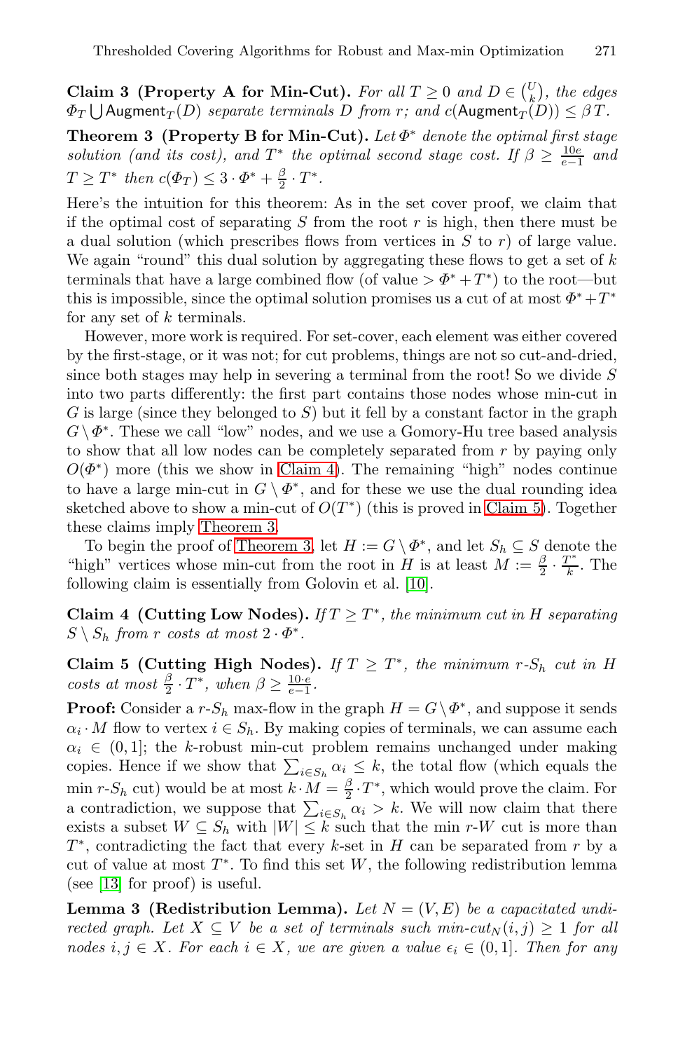**Claim 3 (Property A for Min-Cut).** *For all $T \geq 0$ and $D \in \binom{U}{k}$, the edges $\Phi_T \bigcup \mathsf{Augment}_T(D)$ separate terminals $D$ from $r$; and $c(\mathsf{Augment}_T(D)) \leq \beta\, T$.*

**Theorem 3 (Property B for Min-Cut).** *Let $\Phi^*$ denote the optimal first stage solution (and its cost), and $T^*$ the optimal second stage cost. If $\beta \geq \frac{10e}{e-1}$ and $T \geq T^*$ then $c(\Phi_T) \leq 3 \cdot \Phi^* + \frac{\beta}{2} \cdot T^*$.*

Here's the intuition for this theorem: As in the set cover proof, we claim that if the optimal cost of separating $S$ from the root $r$ is high, then there must be a dual solution (which prescribes flows from vertices in $S$ to $r$) of large value. We again "round" this dual solution by aggregating these flows to get a set of $k$ terminals that have a large combined flow (of value $> \Phi^* + T^*$) to the root—but this is impossible, since the optimal solution promises us a cut of at most $\Phi^* + T^*$ for any set of $k$ terminals.

However, more work is required. For set-cover, each element was either covered by the first-stage, or it was not; for cut problems, things are not so cut-and-dried, since both stages may help in severing a terminal from the root! So we divide $S$ into two parts differently: the first part contains those nodes whose min-cut in $G$ is large (since they belonged to $S$) but it fell by a constant factor in the graph $G \setminus \Phi^*$. These we call "low" nodes, and we use a Gomory-Hu tree based analysis to show that all low nodes can be completely separated from $r$ by paying only $O(\Phi^*)$ more (this we show in Claim 4). The remaining "high" nodes continue to have a large min-cut in $G \setminus \Phi^*$, and for these we use the dual rounding idea sketched above to show a min-cut of $O(T^*)$ (this is proved in Claim 5). Together these claims imply Theorem 3.

To begin the proof of Theorem 3, let $H := G \setminus \Phi^*$, and let $S_h \subseteq S$ denote the "high" vertices whose min-cut from the root in $H$ is at least $M := \frac{\beta}{2} \cdot \frac{T^*}{k}$. The following claim is essentially from Golovin et al. [10].

**Claim 4 (Cutting Low Nodes).** *If $T \geq T^*$, the minimum cut in $H$ separating $S \setminus S_h$ from $r$ costs at most $2 \cdot \Phi^*$.*

**Claim 5 (Cutting High Nodes).** *If $T \geq T^*$, the minimum $r$-$S_h$ cut in $H$ costs at most $\frac{\beta}{2} \cdot T^*$, when $\beta \geq \frac{10 \cdot e}{e-1}$.*

**Proof:** Consider a $r$-$S_h$ max-flow in the graph $H = G \setminus \Phi^*$, and suppose it sends $\alpha_i \cdot M$ flow to vertex $i \in S_h$. By making copies of terminals, we can assume each $\alpha_i \in (0, 1]$; the $k$-robust min-cut problem remains unchanged under making copies. Hence if we show that $\sum_{i \in S_h} \alpha_i \leq k$, the total flow (which equals the min $r$-$S_h$ cut) would be at most $k \cdot M = \frac{\beta}{2} \cdot T^*$, which would prove the claim. For a contradiction, we suppose that $\sum_{i \in S_h} \alpha_i > k$. We will now claim that there exists a subset $W \subseteq S_h$ with $|W| \leq k$ such that the min $r$-$W$ cut is more than $T^*$, contradicting the fact that every $k$-set in $H$ can be separated from $r$ by a cut of value at most $T^*$. To find this set $W$, the following redistribution lemma (see [13] for proof) is useful.

**Lemma 3 (Redistribution Lemma).** *Let $N = (V, E)$ be a capacitated undirected graph. Let $X \subseteq V$ be a set of terminals such that min-cut$_N(i, j) \geq 1$ for all nodes $i, j \in X$. For each $i \in X$, we are given a value $\epsilon_i \in (0, 1]$. Then for any*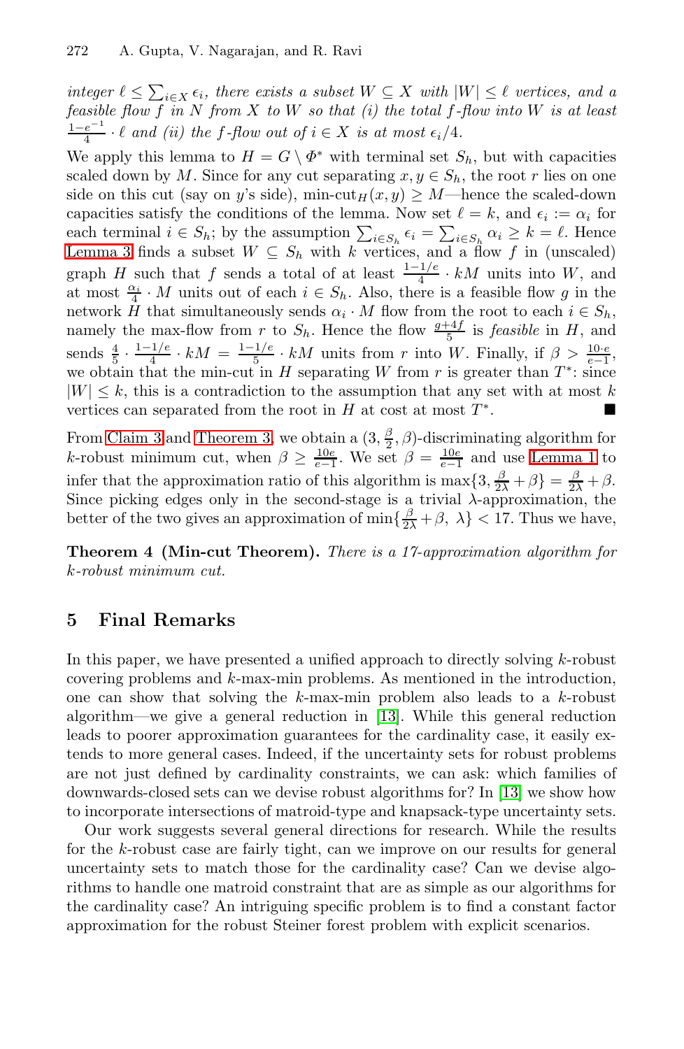*integer $\ell \le \sum_{i \in X} \epsilon_i$, there exists a subset $W \subseteq X$ with $|W| \le \ell$ vertices, and a feasible flow $f$ in $N$ from $X$ to $W$ so that (i) the total $f$-flow into $W$ is at least $\frac{1-e^{-1}}{4} \cdot \ell$ and (ii) the $f$-flow out of $i \in X$ is at most $\epsilon_i/4$.*

We apply this lemma to $H = G \setminus \Phi^*$ with terminal set $S_h$, but with capacities scaled down by $M$. Since for any cut separating $x, y \in S_h$, the root $r$ lies on one side on this cut (say on $y$'s side), $\text{min-cut}_H(x, y) \ge M$—hence the scaled-down capacities satisfy the conditions of the lemma. Now set $\ell = k$, and $\epsilon_i := \alpha_i$ for each terminal $i \in S_h$; by the assumption $\sum_{i \in S_h} \epsilon_i = \sum_{i \in S_h} \alpha_i \ge k = \ell$. Hence Lemma 3 finds a subset $W \subseteq S_h$ with $k$ vertices, and a flow $f$ in (unscaled) graph $H$ such that $f$ sends a total of at least $\frac{1-1/e}{4} \cdot kM$ units into $W$, and at most $\frac{\alpha_i}{4} \cdot M$ units out of each $i \in S_h$. Also, there is a feasible flow $g$ in the network $H$ that simultaneously sends $\alpha_i \cdot M$ flow from the root to each $i \in S_h$, namely the max-flow from $r$ to $S_h$. Hence the flow $\frac{g+4f}{5}$ is *feasible* in $H$, and sends $\frac{4}{5} \cdot \frac{1-1/e}{4} \cdot kM = \frac{1-1/e}{5} \cdot kM$ units from $r$ into $W$. Finally, if $\beta > \frac{10 \cdot e}{e-1}$, we obtain that the min-cut in $H$ separating $W$ from $r$ is greater than $T^*$: since $|W| \le k$, this is a contradiction to the assumption that any set with at most $k$ vertices can separated from the root in $H$ at cost at most $T^*$. ∎

From Claim 3 and Theorem 3, we obtain a $(3, \frac{\beta}{2}, \beta)$-discriminating algorithm for $k$-robust minimum cut, when $\beta \ge \frac{10e}{e-1}$. We set $\beta = \frac{10e}{e-1}$ and use Lemma 1 to infer that the approximation ratio of this algorithm is $\max\{3, \frac{\beta}{2\lambda} + \beta\} = \frac{\beta}{2\lambda} + \beta$. Since picking edges only in the second-stage is a trivial $\lambda$-approximation, the better of the two gives an approximation of $\min\{\frac{\beta}{2\lambda} + \beta,\ \lambda\} < 17$. Thus we have,

**Theorem 4 (Min-cut Theorem).** *There is a 17-approximation algorithm for $k$-robust minimum cut.*

## 5 Final Remarks

In this paper, we have presented a unified approach to directly solving $k$-robust covering problems and $k$-max-min problems. As mentioned in the introduction, one can show that solving the $k$-max-min problem also leads to a $k$-robust algorithm—we give a general reduction in [13]. While this general reduction leads to poorer approximation guarantees for the cardinality case, it easily extends to more general cases. Indeed, if the uncertainty sets for robust problems are not just defined by cardinality constraints, we can ask: which families of downwards-closed sets can we devise robust algorithms for? In [13] we show how to incorporate intersections of matroid-type and knapsack-type uncertainty sets.

Our work suggests several general directions for research. While the results for the $k$-robust case are fairly tight, can we improve on our results for general uncertainty sets to match those for the cardinality case? Can we devise algorithms to handle one matroid constraint that are as simple as our algorithms for the cardinality case? An intriguing specific problem is to find a constant factor approximation for the robust Steiner forest problem with explicit scenarios.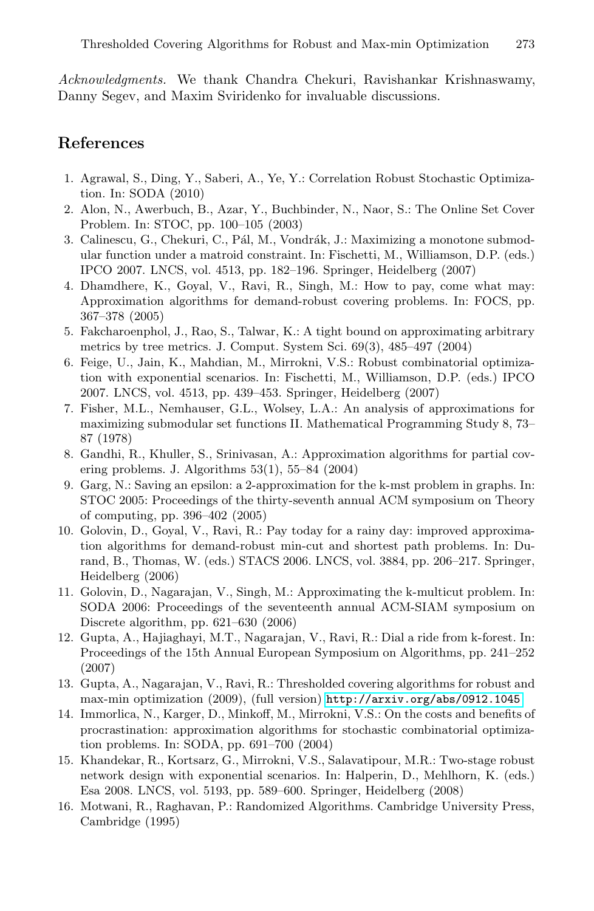*Acknowledgments.* We thank Chandra Chekuri, Ravishankar Krishnaswamy, Danny Segev, and Maxim Sviridenko for invaluable discussions.

## References

1. Agrawal, S., Ding, Y., Saberi, A., Ye, Y.: Correlation Robust Stochastic Optimization. In: SODA (2010)
2. Alon, N., Awerbuch, B., Azar, Y., Buchbinder, N., Naor, S.: The Online Set Cover Problem. In: STOC, pp. 100–105 (2003)
3. Calinescu, G., Chekuri, C., Pál, M., Vondrák, J.: Maximizing a monotone submodular function under a matroid constraint. In: Fischetti, M., Williamson, D.P. (eds.) IPCO 2007. LNCS, vol. 4513, pp. 182–196. Springer, Heidelberg (2007)
4. Dhamdhere, K., Goyal, V., Ravi, R., Singh, M.: How to pay, come what may: Approximation algorithms for demand-robust covering problems. In: FOCS, pp. 367–378 (2005)
5. Fakcharoenphol, J., Rao, S., Talwar, K.: A tight bound on approximating arbitrary metrics by tree metrics. J. Comput. System Sci. 69(3), 485–497 (2004)
6. Feige, U., Jain, K., Mahdian, M., Mirrokni, V.S.: Robust combinatorial optimization with exponential scenarios. In: Fischetti, M., Williamson, D.P. (eds.) IPCO 2007. LNCS, vol. 4513, pp. 439–453. Springer, Heidelberg (2007)
7. Fisher, M.L., Nemhauser, G.L., Wolsey, L.A.: An analysis of approximations for maximizing submodular set functions II. Mathematical Programming Study 8, 73–87 (1978)
8. Gandhi, R., Khuller, S., Srinivasan, A.: Approximation algorithms for partial covering problems. J. Algorithms 53(1), 55–84 (2004)
9. Garg, N.: Saving an epsilon: a 2-approximation for the k-mst problem in graphs. In: STOC 2005: Proceedings of the thirty-seventh annual ACM symposium on Theory of computing, pp. 396–402 (2005)
10. Golovin, D., Goyal, V., Ravi, R.: Pay today for a rainy day: improved approximation algorithms for demand-robust min-cut and shortest path problems. In: Durand, B., Thomas, W. (eds.) STACS 2006. LNCS, vol. 3884, pp. 206–217. Springer, Heidelberg (2006)
11. Golovin, D., Nagarajan, V., Singh, M.: Approximating the k-multicut problem. In: SODA 2006: Proceedings of the seventeenth annual ACM-SIAM symposium on Discrete algorithm, pp. 621–630 (2006)
12. Gupta, A., Hajiaghayi, M.T., Nagarajan, V., Ravi, R.: Dial a ride from k-forest. In: Proceedings of the 15th Annual European Symposium on Algorithms, pp. 241–252 (2007)
13. Gupta, A., Nagarajan, V., Ravi, R.: Thresholded covering algorithms for robust and max-min optimization (2009), (full version) http://arxiv.org/abs/0912.1045
14. Immorlica, N., Karger, D., Minkoff, M., Mirrokni, V.S.: On the costs and benefits of procrastination: approximation algorithms for stochastic combinatorial optimization problems. In: SODA, pp. 691–700 (2004)
15. Khandekar, R., Kortsarz, G., Mirrokni, V.S., Salavatipour, M.R.: Two-stage robust network design with exponential scenarios. In: Halperin, D., Mehlhorn, K. (eds.) Esa 2008. LNCS, vol. 5193, pp. 589–600. Springer, Heidelberg (2008)
16. Motwani, R., Raghavan, P.: Randomized Algorithms. Cambridge University Press, Cambridge (1995)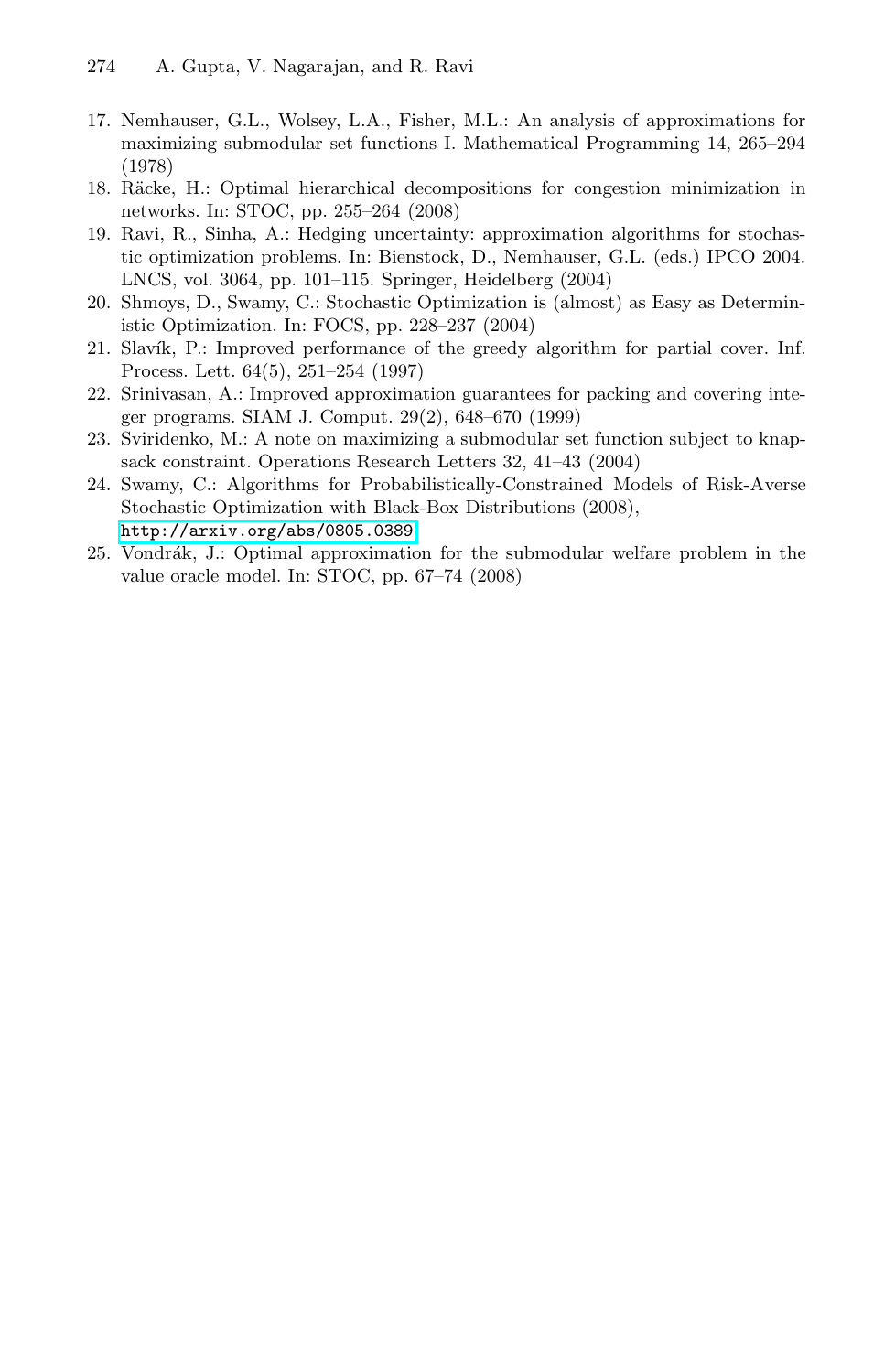17. Nemhauser, G.L., Wolsey, L.A., Fisher, M.L.: An analysis of approximations for maximizing submodular set functions I. Mathematical Programming 14, 265–294 (1978)
18. Räcke, H.: Optimal hierarchical decompositions for congestion minimization in networks. In: STOC, pp. 255–264 (2008)
19. Ravi, R., Sinha, A.: Hedging uncertainty: approximation algorithms for stochastic optimization problems. In: Bienstock, D., Nemhauser, G.L. (eds.) IPCO 2004. LNCS, vol. 3064, pp. 101–115. Springer, Heidelberg (2004)
20. Shmoys, D., Swamy, C.: Stochastic Optimization is (almost) as Easy as Deterministic Optimization. In: FOCS, pp. 228–237 (2004)
21. Slavík, P.: Improved performance of the greedy algorithm for partial cover. Inf. Process. Lett. 64(5), 251–254 (1997)
22. Srinivasan, A.: Improved approximation guarantees for packing and covering integer programs. SIAM J. Comput. 29(2), 648–670 (1999)
23. Sviridenko, M.: A note on maximizing a submodular set function subject to knapsack constraint. Operations Research Letters 32, 41–43 (2004)
24. Swamy, C.: Algorithms for Probabilistically-Constrained Models of Risk-Averse Stochastic Optimization with Black-Box Distributions (2008), http://arxiv.org/abs/0805.0389
25. Vondrák, J.: Optimal approximation for the submodular welfare problem in the value oracle model. In: STOC, pp. 67–74 (2008)